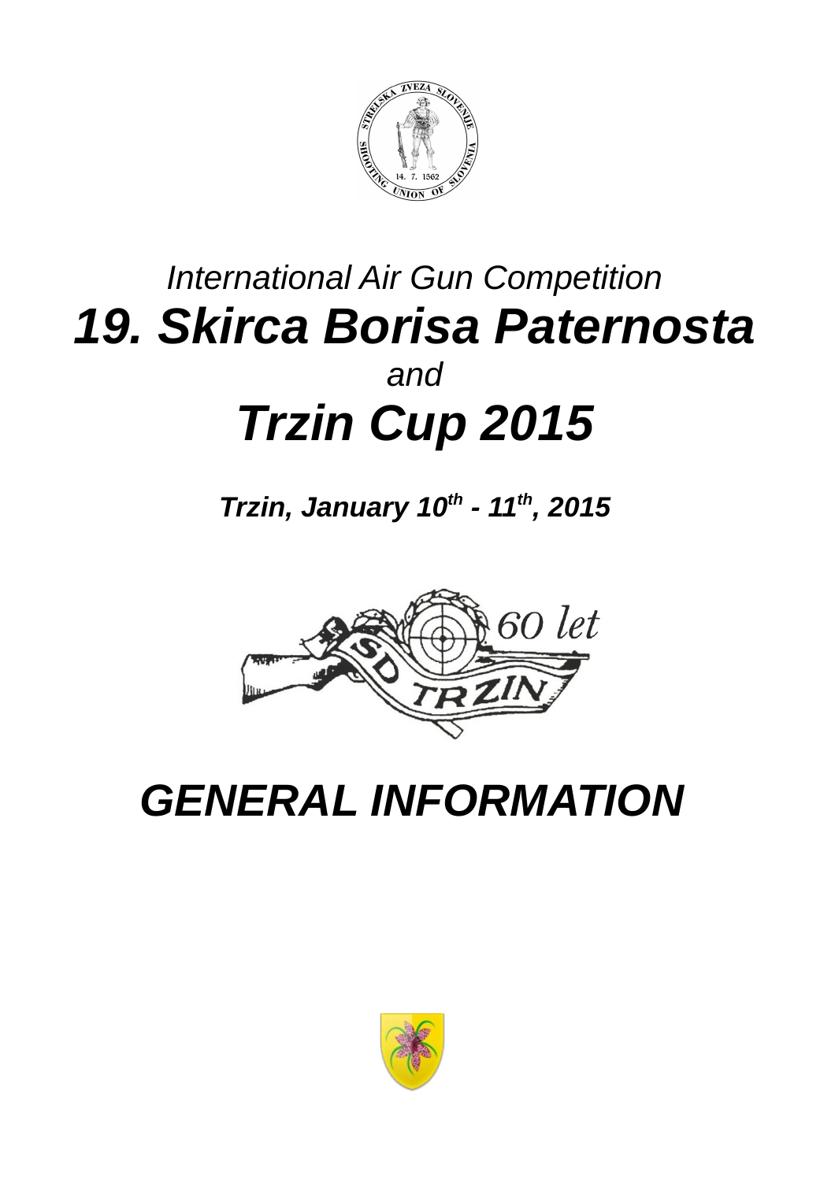*International Air Gun Competition*

# *19. Skirca Borisa Paternosta*

*and*

# *Trzin Cup 2015*

***Trzin, January 10th - 11th, 2015***

# *GENERAL INFORMATION*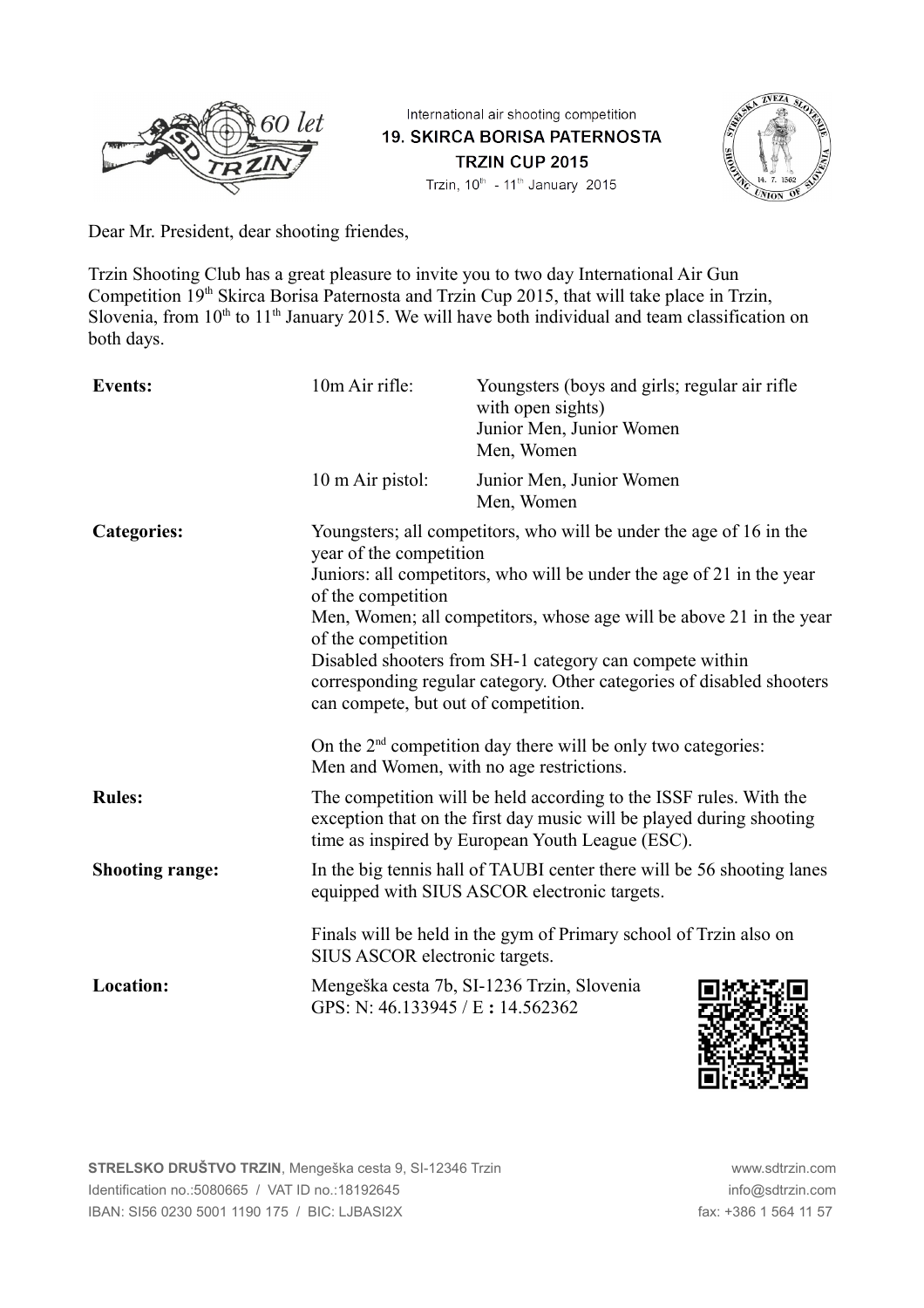International air shooting competition
**19. SKIRCA BORISA PATERNOSTA**
**TRZIN CUP 2015**
Trzin, 10th - 11th January 2015

Dear Mr. President, dear shooting friendes,

Trzin Shooting Club has a great pleasure to invite you to two day International Air Gun Competition 19th Skirca Borisa Paternosta and Trzin Cup 2015, that will take place in Trzin, Slovenia, from 10th to 11th January 2015. We will have both individual and team classification on both days.

| | | |
|---|---|---|
| **Events:** | 10m Air rifle: | Youngsters (boys and girls; regular air rifle with open sights)<br>Junior Men, Junior Women<br>Men, Women |
| | 10 m Air pistol: | Junior Men, Junior Women<br>Men, Women |

**Categories:**

Youngsters; all competitors, who will be under the age of 16 in the year of the competition
Juniors: all competitors, who will be under the age of 21 in the year of the competition
Men, Women; all competitors, whose age will be above 21 in the year of the competition
Disabled shooters from SH-1 category can compete within corresponding regular category. Other categories of disabled shooters can compete, but out of competition.

On the 2nd competition day there will be only two categories: Men and Women, with no age restrictions.

**Rules:**

The competition will be held according to the ISSF rules. With the exception that on the first day music will be played during shooting time as inspired by European Youth League (ESC).

**Shooting range:**

In the big tennis hall of TAUBI center there will be 56 shooting lanes equipped with SIUS ASCOR electronic targets.

Finals will be held in the gym of Primary school of Trzin also on SIUS ASCOR electronic targets.

**Location:**

Mengeška cesta 7b, SI-1236 Trzin, Slovenia
GPS: N: 46.133945 / E **:** 14.562362

**STRELSKO DRUŠTVO TRZIN**, Mengeška cesta 9, SI-12346 Trzin — www.sdtrzin.com
Identification no.:5080665 / VAT ID no.:18192645 — info@sdtrzin.com
IBAN: SI56 0230 5001 1190 175 / BIC: LJBASI2X — fax: +386 1 564 11 57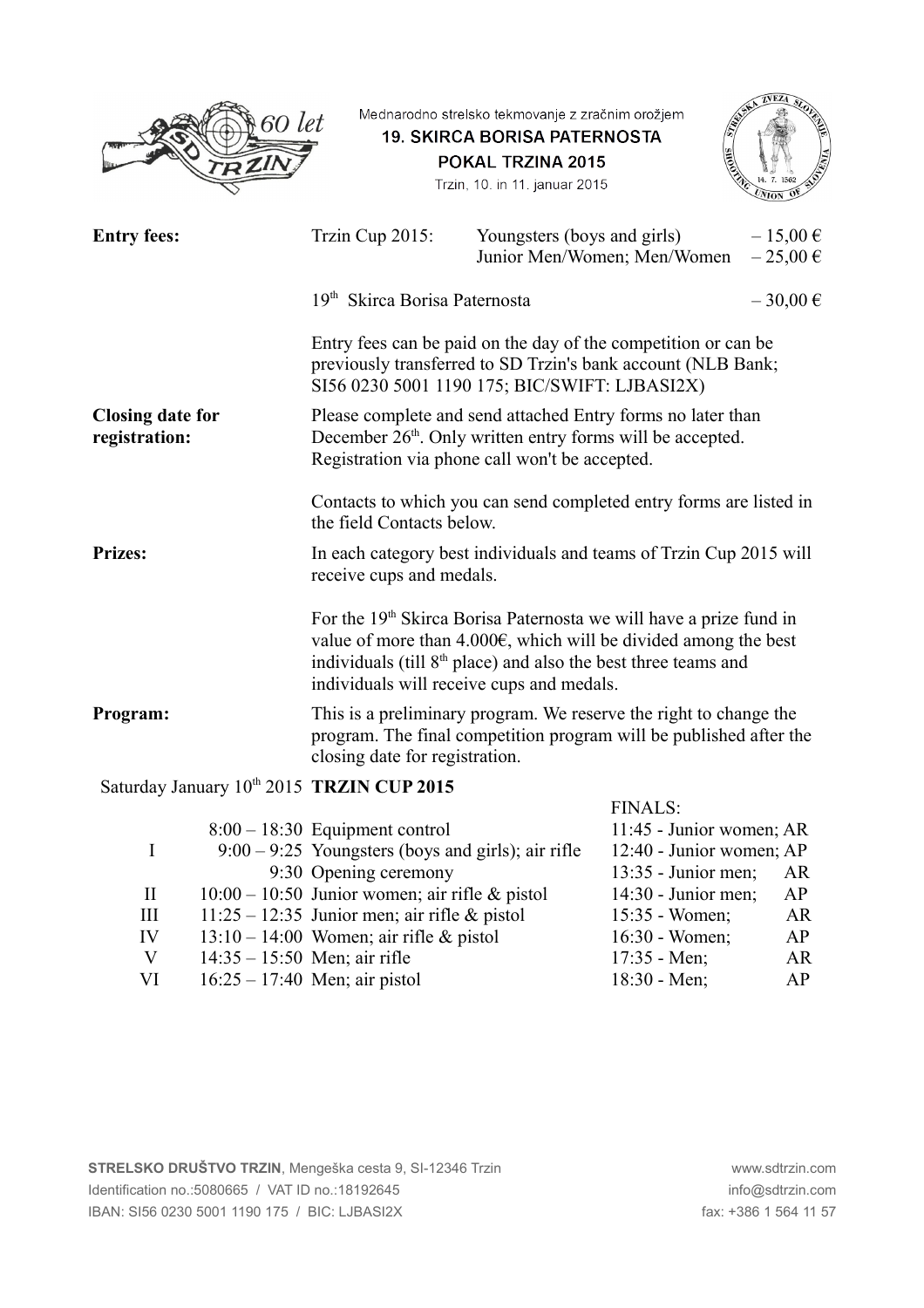Mednarodno strelsko tekmovanje z zračnim orožjem
19. SKIRCA BORISA PATERNOSTA
POKAL TRZINA 2015
Trzin, 10. in 11. januar 2015

**Entry fees:**

| | | |
|---|---|---|
| Trzin Cup 2015: | Youngsters (boys and girls) | – 15,00 € |
| | Junior Men/Women; Men/Women | – 25,00 € |
| 19th Skirca Borisa Paternosta | | – 30,00 € |

Entry fees can be paid on the day of the competition or can be previously transferred to SD Trzin's bank account (NLB Bank; SI56 0230 5001 1190 175; BIC/SWIFT: LJBASI2X)

**Closing date for registration:**

Please complete and send attached Entry forms no later than December 26th. Only written entry forms will be accepted. Registration via phone call won't be accepted.

Contacts to which you can send completed entry forms are listed in the field Contacts below.

**Prizes:**

In each category best individuals and teams of Trzin Cup 2015 will receive cups and medals.

For the 19th Skirca Borisa Paternosta we will have a prize fund in value of more than 4.000€, which will be divided among the best individuals (till 8th place) and also the best three teams and individuals will receive cups and medals.

**Program:**

This is a preliminary program. We reserve the right to change the program. The final competition program will be published after the closing date for registration.

Saturday January 10th 2015 **TRZIN CUP 2015**

| | Time | Event | FINALS: |
|---|---|---|---|
| | 8:00 – 18:30 | Equipment control | 11:45 - Junior women; AR |
| I | 9:00 – 9:25 | Youngsters (boys and girls); air rifle | 12:40 - Junior women; AP |
| | 9:30 | Opening ceremony | 13:35 - Junior men; AR |
| II | 10:00 – 10:50 | Junior women; air rifle & pistol | 14:30 - Junior men; AP |
| III | 11:25 – 12:35 | Junior men; air rifle & pistol | 15:35 - Women; AR |
| IV | 13:10 – 14:00 | Women; air rifle & pistol | 16:30 - Women; AP |
| V | 14:35 – 15:50 | Men; air rifle | 17:35 - Men; AR |
| VI | 16:25 – 17:40 | Men; air pistol | 18:30 - Men; AP |

**STRELSKO DRUŠTVO TRZIN**, Mengeška cesta 9, SI-12346 Trzin
Identification no.:5080665 / VAT ID no.:18192645
IBAN: SI56 0230 5001 1190 175 / BIC: LJBASI2X
www.sdtrzin.com
info@sdtrzin.com
fax: +386 1 564 11 57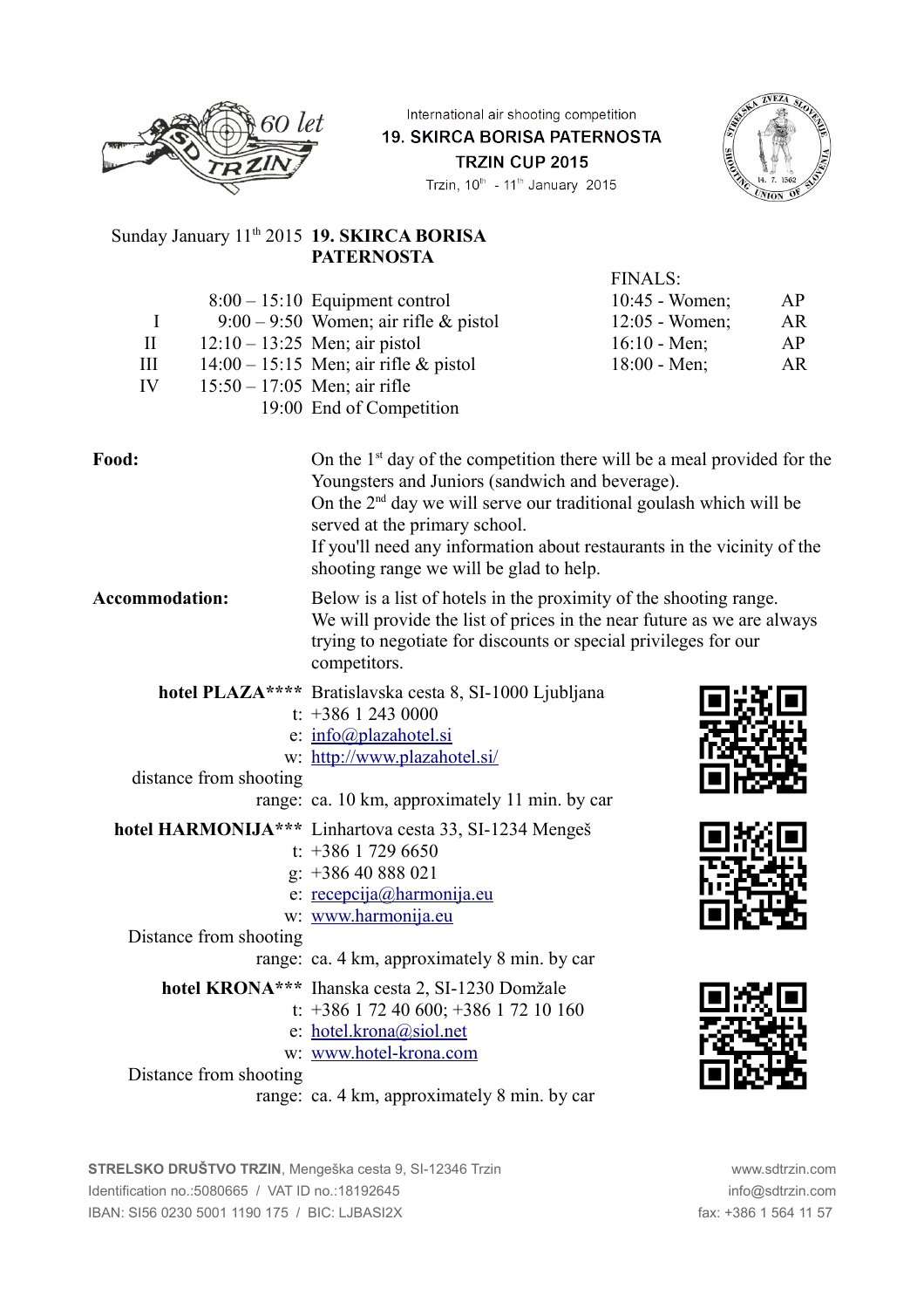International air shooting competition
**19. SKIRCA BORISA PATERNOSTA**
**TRZIN CUP 2015**
Trzin, 10th - 11th January 2015

## Sunday January 11th 2015 19. SKIRCA BORISA PATERNOSTA

| | Time | Event |
|---|---|---|
| | 8:00 – 15:10 | Equipment control |
| I | 9:00 – 9:50 | Women; air rifle & pistol |
| II | 12:10 – 13:25 | Men; air pistol |
| III | 14:00 – 15:15 | Men; air rifle & pistol |
| IV | 15:50 – 17:05 | Men; air rifle |
| | 19:00 | End of Competition |

FINALS:

| Time | Category | Discipline |
|---|---|---|
| 10:45 | Women; | AP |
| 12:05 | Women; | AR |
| 16:10 | Men; | AP |
| 18:00 | Men; | AR |

**Food:**

On the 1st day of the competition there will be a meal provided for the Youngsters and Juniors (sandwich and beverage).
On the 2nd day we will serve our traditional goulash which will be served at the primary school.
If you'll need any information about restaurants in the vicinity of the shooting range we will be glad to help.

**Accommodation:**

Below is a list of hotels in the proximity of the shooting range.
We will provide the list of prices in the near future as we are always trying to negotiate for discounts or special privileges for our competitors.

**hotel PLAZA\*\*\*\*** Bratislavska cesta 8, SI-1000 Ljubljana
t: +386 1 243 0000
e: info@plazahotel.si
w: http://www.plazahotel.si/
distance from shooting range: ca. 10 km, approximately 11 min. by car

**hotel HARMONIJA\*\*\*** Linhartova cesta 33, SI-1234 Mengeš
t: +386 1 729 6650
g: +386 40 888 021
e: recepcija@harmonija.eu
w: www.harmonija.eu
Distance from shooting range: ca. 4 km, approximately 8 min. by car

**hotel KRONA\*\*\*** Ihanska cesta 2, SI-1230 Domžale
t: +386 1 72 40 600; +386 1 72 10 160
e: hotel.krona@siol.net
w: www.hotel-krona.com
Distance from shooting range: ca. 4 km, approximately 8 min. by car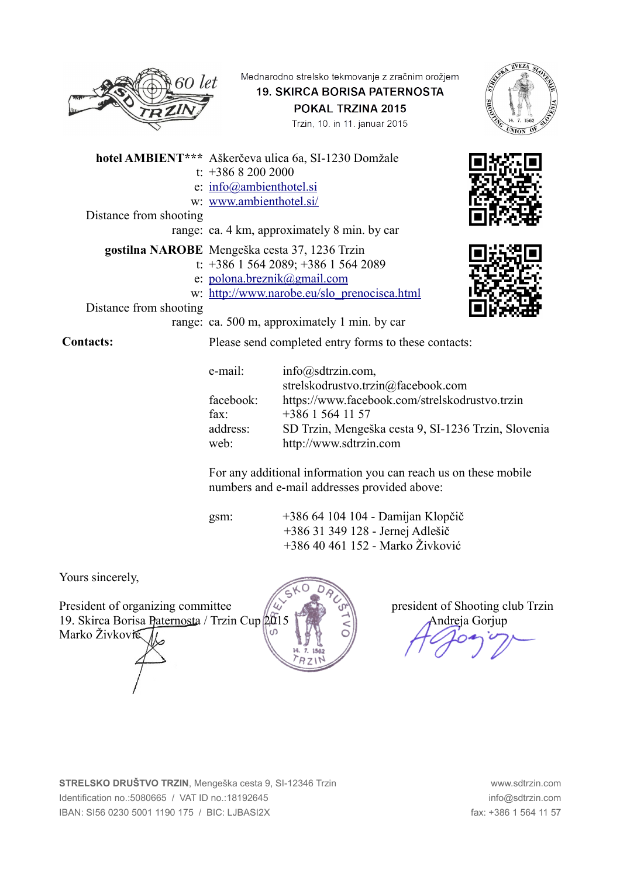Mednarodno strelsko tekmovanje z zračnim orožjem
19. SKIRCA BORISA PATERNOSTA
POKAL TRZINA 2015
Trzin, 10. in 11. januar 2015

**hotel AMBIENT*** ** Aškerčeva ulica 6a, SI-1230 Domžale
t: +386 8 200 2000
e: info@ambienthotel.si
w: www.ambienthotel.si/
Distance from shooting range: ca. 4 km, approximately 8 min. by car

**gostilna NAROBE** Mengeška cesta 37, 1236 Trzin
t: +386 1 564 2089; +386 1 564 2089
e: polona.breznik@gmail.com
w: http://www.narobe.eu/slo_prenocisca.html
Distance from shooting range: ca. 500 m, approximately 1 min. by car

**Contacts:** Please send completed entry forms to these contacts:

| | |
|---|---|
| e-mail: | info@sdtrzin.com, strelskodrustvo.trzin@facebook.com |
| facebook: | https://www.facebook.com/strelskodrustvo.trzin |
| fax: | +386 1 564 11 57 |
| address: | SD Trzin, Mengeška cesta 9, SI-1236 Trzin, Slovenia |
| web: | http://www.sdtrzin.com |

For any additional information you can reach us on these mobile numbers and e-mail addresses provided above:

gsm:
+386 64 104 104 - Damijan Klopčič
+386 31 349 128 - Jernej Adlešič
+386 40 461 152 - Marko Živković

Yours sincerely,

President of organizing committee
19. Skirca Borisa Paternosta / Trzin Cup 2015
Marko Živković

president of Shooting club Trzin
Andreja Gorjup

**STRELSKO DRUŠTVO TRZIN**, Mengeška cesta 9, SI-12346 Trzin
Identification no.:5080665 / VAT ID no.:18192645
IBAN: SI56 0230 5001 1190 175 / BIC: LJBASI2X

www.sdtrzin.com
info@sdtrzin.com
fax: +386 1 564 11 57